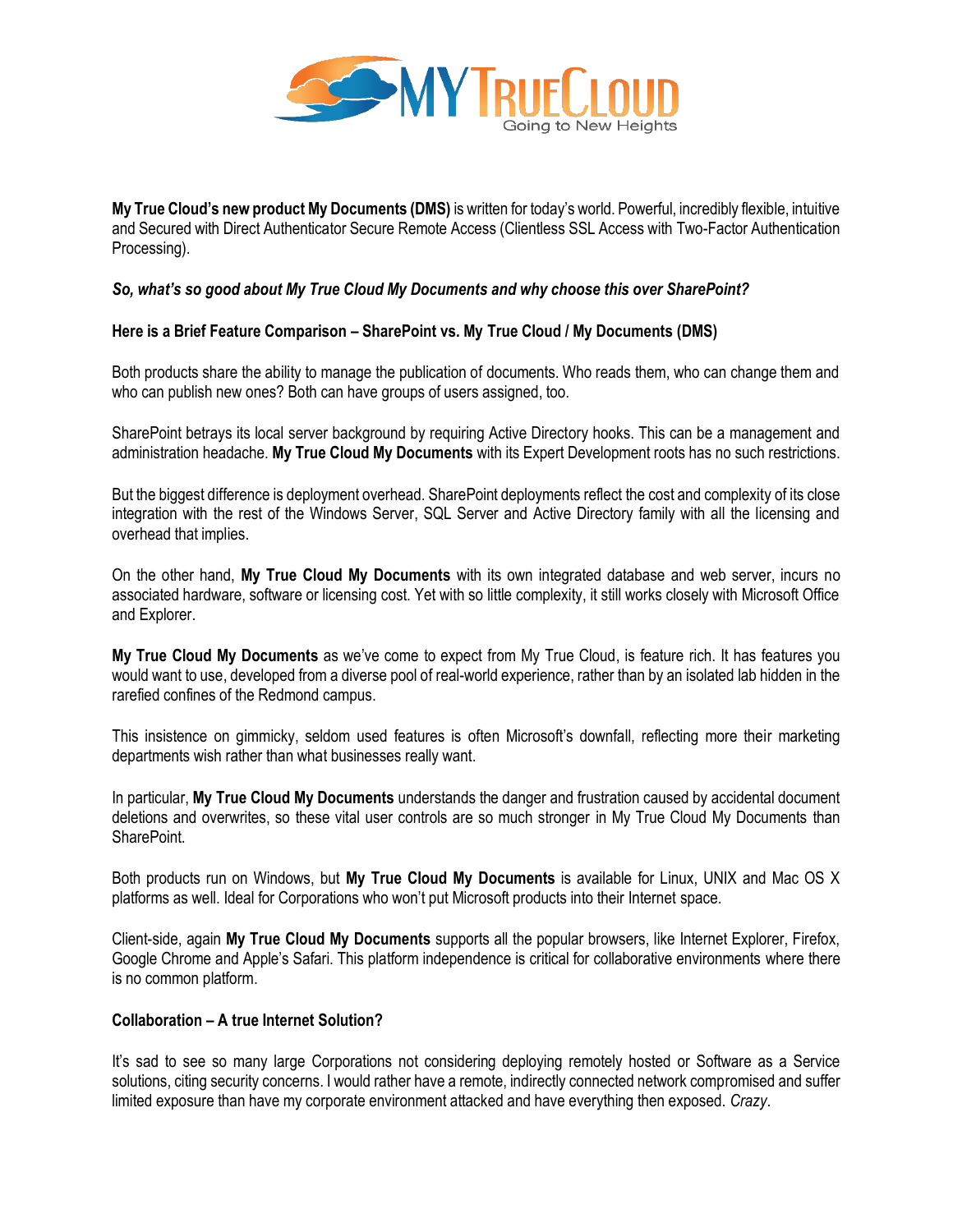**My True Cloud's new product My Documents (DMS)** is written for today's world. Powerful, incredibly flexible, intuitive and Secured with Direct Authenticator Secure Remote Access (Clientless SSL Access with Two-Factor Authentication Processing).

***So, what's so good about My True Cloud My Documents and why choose this over SharePoint?***

**Here is a Brief Feature Comparison – SharePoint vs. My True Cloud / My Documents (DMS)**

Both products share the ability to manage the publication of documents. Who reads them, who can change them and who can publish new ones? Both can have groups of users assigned, too.

SharePoint betrays its local server background by requiring Active Directory hooks. This can be a management and administration headache. **My True Cloud My Documents** with its Expert Development roots has no such restrictions.

But the biggest difference is deployment overhead. SharePoint deployments reflect the cost and complexity of its close integration with the rest of the Windows Server, SQL Server and Active Directory family with all the licensing and overhead that implies.

On the other hand, **My True Cloud My Documents** with its own integrated database and web server, incurs no associated hardware, software or licensing cost. Yet with so little complexity, it still works closely with Microsoft Office and Explorer.

**My True Cloud My Documents** as we've come to expect from My True Cloud, is feature rich. It has features you would want to use, developed from a diverse pool of real-world experience, rather than by an isolated lab hidden in the rarefied confines of the Redmond campus.

This insistence on gimmicky, seldom used features is often Microsoft's downfall, reflecting more their marketing departments wish rather than what businesses really want.

In particular, **My True Cloud My Documents** understands the danger and frustration caused by accidental document deletions and overwrites, so these vital user controls are so much stronger in My True Cloud My Documents than SharePoint.

Both products run on Windows, but **My True Cloud My Documents** is available for Linux, UNIX and Mac OS X platforms as well. Ideal for Corporations who won't put Microsoft products into their Internet space.

Client-side, again **My True Cloud My Documents** supports all the popular browsers, like Internet Explorer, Firefox, Google Chrome and Apple's Safari. This platform independence is critical for collaborative environments where there is no common platform.

**Collaboration – A true Internet Solution?**

It's sad to see so many large Corporations not considering deploying remotely hosted or Software as a Service solutions, citing security concerns. I would rather have a remote, indirectly connected network compromised and suffer limited exposure than have my corporate environment attacked and have everything then exposed. *Crazy*.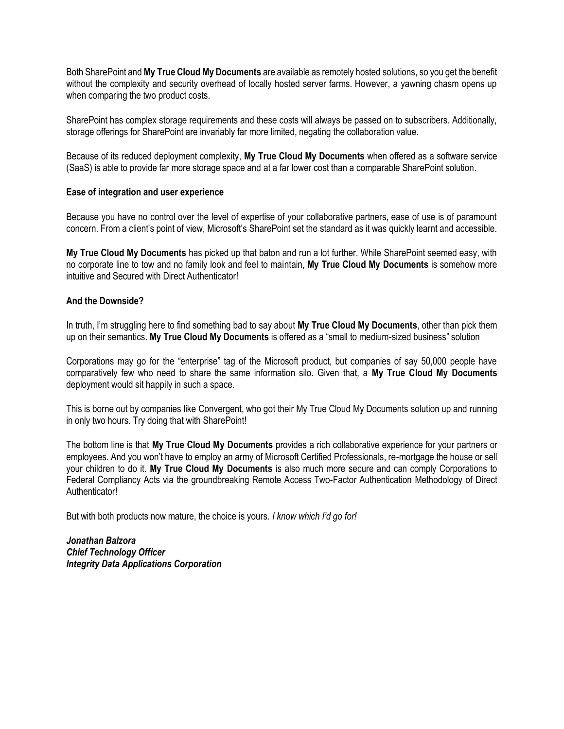Both SharePoint and **My True Cloud My Documents** are available as remotely hosted solutions, so you get the benefit without the complexity and security overhead of locally hosted server farms. However, a yawning chasm opens up when comparing the two product costs.

SharePoint has complex storage requirements and these costs will always be passed on to subscribers. Additionally, storage offerings for SharePoint are invariably far more limited, negating the collaboration value.

Because of its reduced deployment complexity, **My True Cloud My Documents** when offered as a software service (SaaS) is able to provide far more storage space and at a far lower cost than a comparable SharePoint solution.

**Ease of integration and user experience**

Because you have no control over the level of expertise of your collaborative partners, ease of use is of paramount concern. From a client's point of view, Microsoft's SharePoint set the standard as it was quickly learnt and accessible.

**My True Cloud My Documents** has picked up that baton and run a lot further. While SharePoint seemed easy, with no corporate line to tow and no family look and feel to maintain, **My True Cloud My Documents** is somehow more intuitive and Secured with Direct Authenticator!

**And the Downside?**

In truth, I'm struggling here to find something bad to say about **My True Cloud My Documents**, other than pick them up on their semantics. **My True Cloud My Documents** is offered as a "small to medium-sized business" solution

Corporations may go for the "enterprise" tag of the Microsoft product, but companies of say 50,000 people have comparatively few who need to share the same information silo. Given that, a **My True Cloud My Documents** deployment would sit happily in such a space.

This is borne out by companies like Convergent, who got their My True Cloud My Documents solution up and running in only two hours. Try doing that with SharePoint!

The bottom line is that **My True Cloud My Documents** provides a rich collaborative experience for your partners or employees. And you won't have to employ an army of Microsoft Certified Professionals, re-mortgage the house or sell your children to do it. **My True Cloud My Documents** is also much more secure and can comply Corporations to Federal Compliancy Acts via the groundbreaking Remote Access Two-Factor Authentication Methodology of Direct Authenticator!

But with both products now mature, the choice is yours. *I know which I'd go for!*

***Jonathan Balzora***
***Chief Technology Officer***
***Integrity Data Applications Corporation***